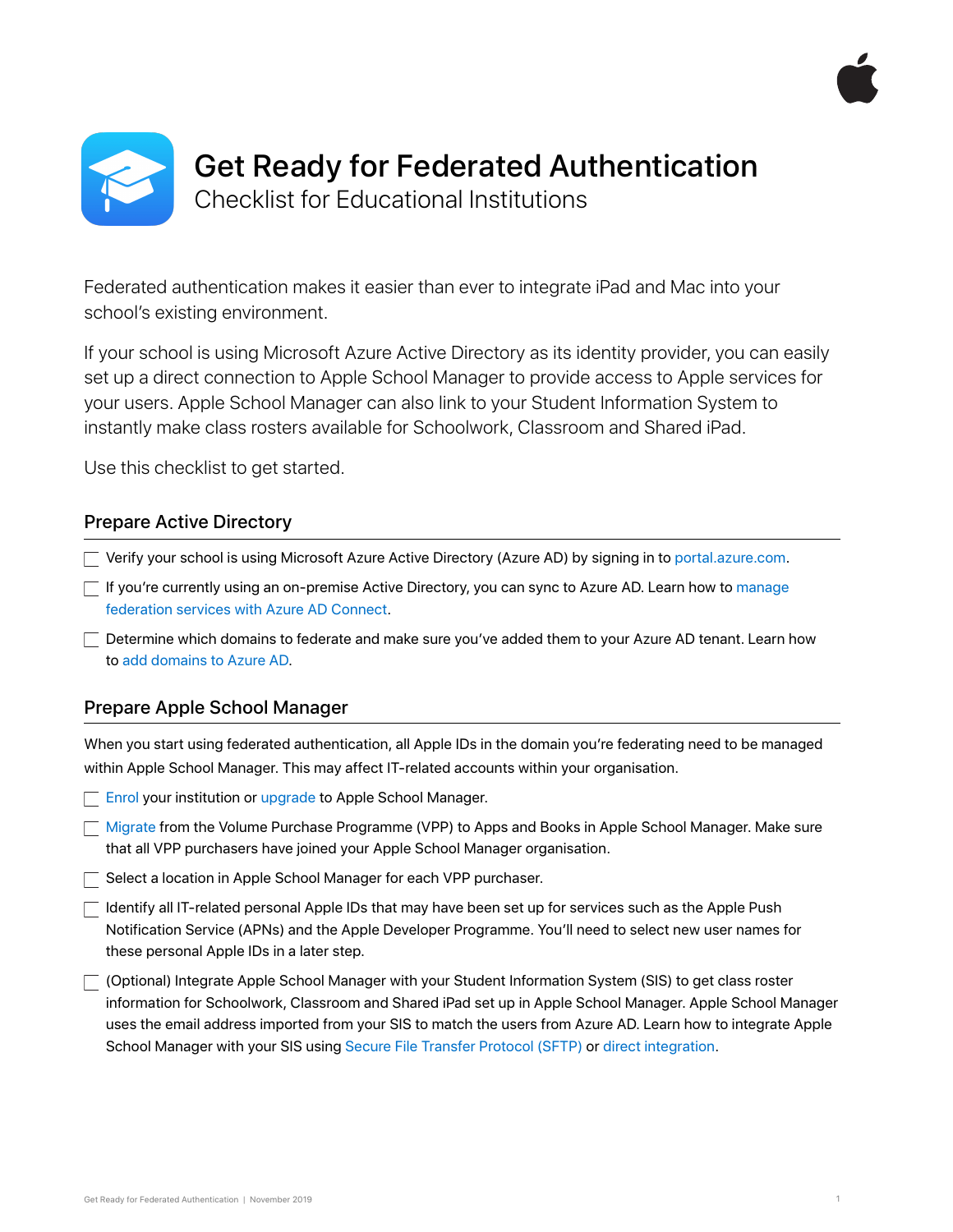# Get Ready for Federated Authentication

## Checklist for Educational Institutions

Federated authentication makes it easier than ever to integrate iPad and Mac into your school's existing environment.

If your school is using Microsoft Azure Active Directory as its identity provider, you can easily set up a direct connection to Apple School Manager to provide access to Apple services for your users. Apple School Manager can also link to your Student Information System to instantly make class rosters available for Schoolwork, Classroom and Shared iPad.

Use this checklist to get started.

### Prepare Active Directory

- [ ] Verify your school is using Microsoft Azure Active Directory (Azure AD) by signing in to portal.azure.com.
- [ ] If you're currently using an on-premise Active Directory, you can sync to Azure AD. Learn how to manage federation services with Azure AD Connect.
- [ ] Determine which domains to federate and make sure you've added them to your Azure AD tenant. Learn how to add domains to Azure AD.

### Prepare Apple School Manager

When you start using federated authentication, all Apple IDs in the domain you're federating need to be managed within Apple School Manager. This may affect IT-related accounts within your organisation.

- [ ] Enrol your institution or upgrade to Apple School Manager.
- [ ] Migrate from the Volume Purchase Programme (VPP) to Apps and Books in Apple School Manager. Make sure that all VPP purchasers have joined your Apple School Manager organisation.
- [ ] Select a location in Apple School Manager for each VPP purchaser.
- [ ] Identify all IT-related personal Apple IDs that may have been set up for services such as the Apple Push Notification Service (APNs) and the Apple Developer Programme. You'll need to select new user names for these personal Apple IDs in a later step.
- [ ] (Optional) Integrate Apple School Manager with your Student Information System (SIS) to get class roster information for Schoolwork, Classroom and Shared iPad set up in Apple School Manager. Apple School Manager uses the email address imported from your SIS to match the users from Azure AD. Learn how to integrate Apple School Manager with your SIS using Secure File Transfer Protocol (SFTP) or direct integration.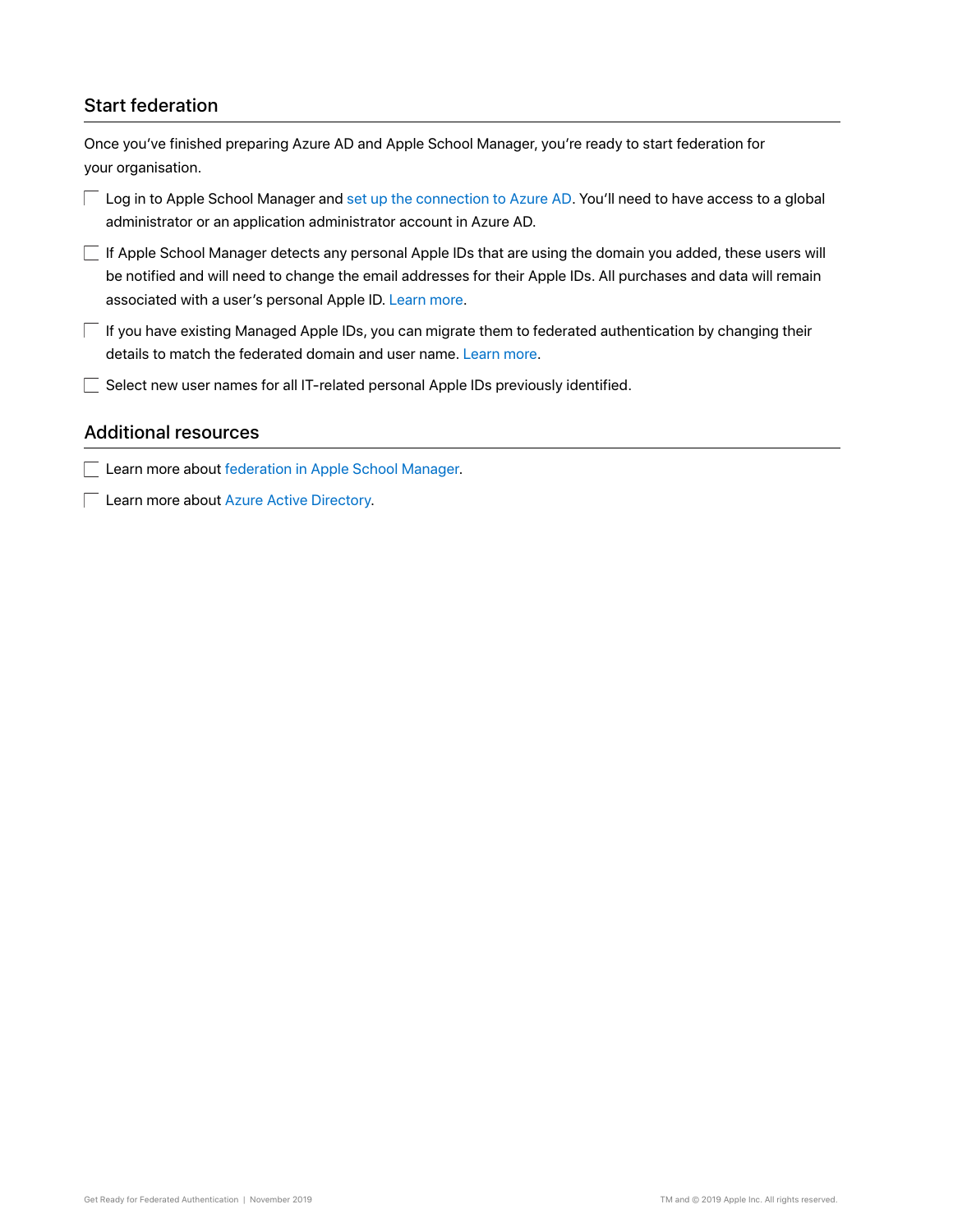## Start federation

Once you've finished preparing Azure AD and Apple School Manager, you're ready to start federation for your organisation.

- [ ] Log in to Apple School Manager and set up the connection to Azure AD. You'll need to have access to a global administrator or an application administrator account in Azure AD.
- [ ] If Apple School Manager detects any personal Apple IDs that are using the domain you added, these users will be notified and will need to change the email addresses for their Apple IDs. All purchases and data will remain associated with a user's personal Apple ID. Learn more.
- [ ] If you have existing Managed Apple IDs, you can migrate them to federated authentication by changing their details to match the federated domain and user name. Learn more.
- [ ] Select new user names for all IT-related personal Apple IDs previously identified.

## Additional resources

- [ ] Learn more about federation in Apple School Manager.
- [ ] Learn more about Azure Active Directory.